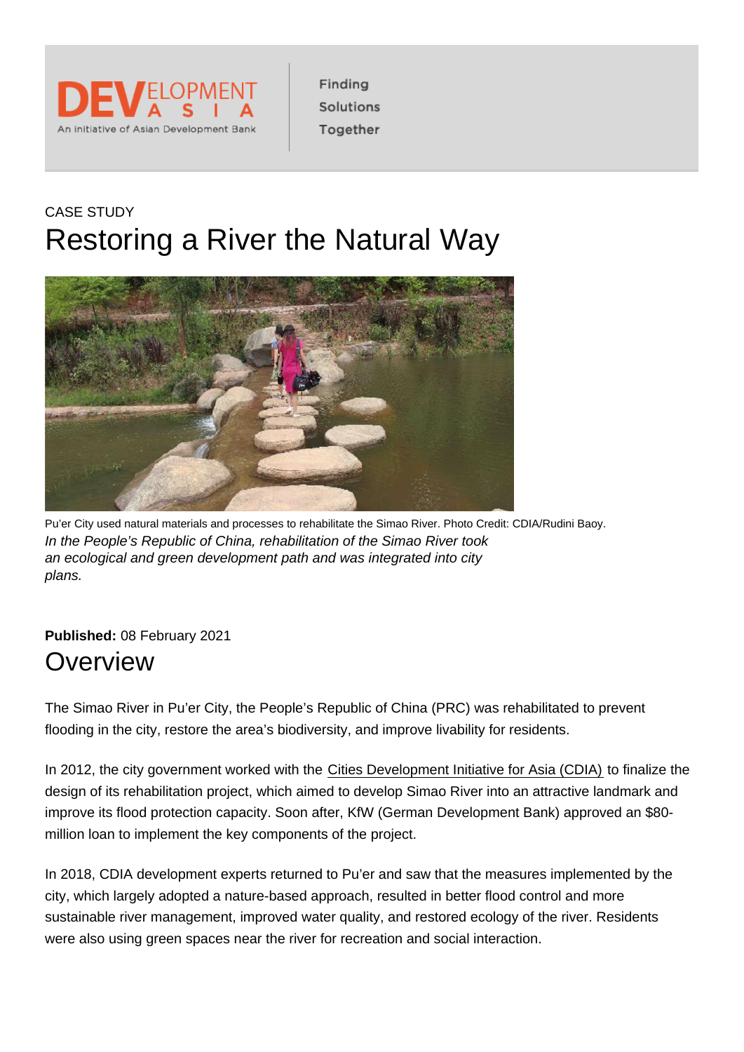DEVELOPMENT ASIA

An initiative of Asian Development Bank

Finding Solutions Together

CASE STUDY

# Restoring a River the Natural Way

Pu'er City used natural materials and processes to rehabilitate the Simao River. Photo Credit: CDIA/Rudini Baoy.

*In the People's Republic of China, rehabilitation of the Simao River took an ecological and green development path and was integrated into city plans.*

**Published:** 08 February 2021

## Overview

The Simao River in Pu'er City, the People's Republic of China (PRC) was rehabilitated to prevent flooding in the city, restore the area's biodiversity, and improve livability for residents.

In 2012, the city government worked with the Cities Development Initiative for Asia (CDIA) to finalize the design of its rehabilitation project, which aimed to develop Simao River into an attractive landmark and improve its flood protection capacity. Soon after, KfW (German Development Bank) approved an $80-million loan to implement the key components of the project.

In 2018, CDIA development experts returned to Pu'er and saw that the measures implemented by the city, which largely adopted a nature-based approach, resulted in better flood control and more sustainable river management, improved water quality, and restored ecology of the river. Residents were also using green spaces near the river for recreation and social interaction.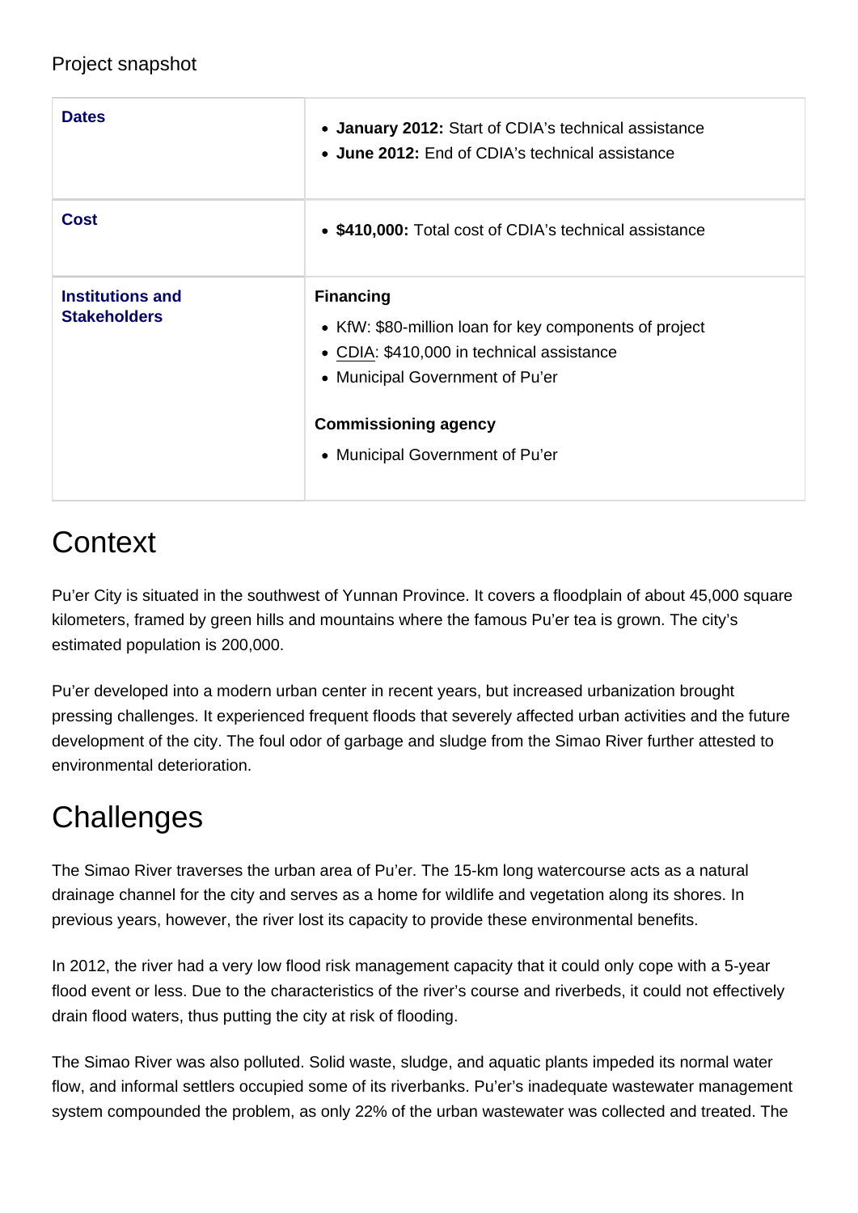Project snapshot

| | |
|---|---|
| **Dates** | • **January 2012:** Start of CDIA's technical assistance<br>• **June 2012:** End of CDIA's technical assistance |
| **Cost** | • **$410,000:** Total cost of CDIA's technical assistance |
| **Institutions and Stakeholders** | **Financing**<br>• KfW: $80-million loan for key components of project<br>• CDIA: $410,000 in technical assistance<br>• Municipal Government of Pu'er<br><br>**Commissioning agency**<br>• Municipal Government of Pu'er |

# Context

Pu'er City is situated in the southwest of Yunnan Province. It covers a floodplain of about 45,000 square kilometers, framed by green hills and mountains where the famous Pu'er tea is grown. The city's estimated population is 200,000.

Pu'er developed into a modern urban center in recent years, but increased urbanization brought pressing challenges. It experienced frequent floods that severely affected urban activities and the future development of the city. The foul odor of garbage and sludge from the Simao River further attested to environmental deterioration.

# Challenges

The Simao River traverses the urban area of Pu'er. The 15-km long watercourse acts as a natural drainage channel for the city and serves as a home for wildlife and vegetation along its shores. In previous years, however, the river lost its capacity to provide these environmental benefits.

In 2012, the river had a very low flood risk management capacity that it could only cope with a 5-year flood event or less. Due to the characteristics of the river's course and riverbeds, it could not effectively drain flood waters, thus putting the city at risk of flooding.

The Simao River was also polluted. Solid waste, sludge, and aquatic plants impeded its normal water flow, and informal settlers occupied some of its riverbanks. Pu'er's inadequate wastewater management system compounded the problem, as only 22% of the urban wastewater was collected and treated. The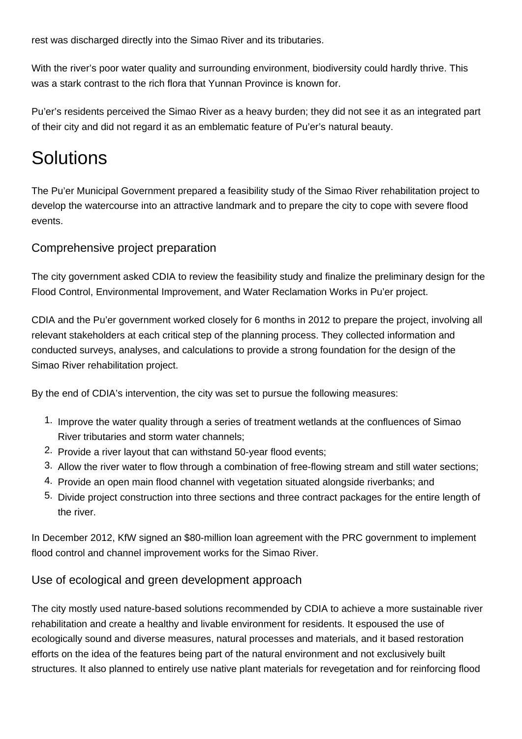rest was discharged directly into the Simao River and its tributaries.

With the river's poor water quality and surrounding environment, biodiversity could hardly thrive. This was a stark contrast to the rich flora that Yunnan Province is known for.

Pu'er's residents perceived the Simao River as a heavy burden; they did not see it as an integrated part of their city and did not regard it as an emblematic feature of Pu'er's natural beauty.

# Solutions

The Pu'er Municipal Government prepared a feasibility study of the Simao River rehabilitation project to develop the watercourse into an attractive landmark and to prepare the city to cope with severe flood events.

## Comprehensive project preparation

The city government asked CDIA to review the feasibility study and finalize the preliminary design for the Flood Control, Environmental Improvement, and Water Reclamation Works in Pu'er project.

CDIA and the Pu'er government worked closely for 6 months in 2012 to prepare the project, involving all relevant stakeholders at each critical step of the planning process. They collected information and conducted surveys, analyses, and calculations to provide a strong foundation for the design of the Simao River rehabilitation project.

By the end of CDIA's intervention, the city was set to pursue the following measures:

1. Improve the water quality through a series of treatment wetlands at the confluences of Simao River tributaries and storm water channels;
2. Provide a river layout that can withstand 50-year flood events;
3. Allow the river water to flow through a combination of free-flowing stream and still water sections;
4. Provide an open main flood channel with vegetation situated alongside riverbanks; and
5. Divide project construction into three sections and three contract packages for the entire length of the river.

In December 2012, KfW signed an $80-million loan agreement with the PRC government to implement flood control and channel improvement works for the Simao River.

## Use of ecological and green development approach

The city mostly used nature-based solutions recommended by CDIA to achieve a more sustainable river rehabilitation and create a healthy and livable environment for residents. It espoused the use of ecologically sound and diverse measures, natural processes and materials, and it based restoration efforts on the idea of the features being part of the natural environment and not exclusively built structures. It also planned to entirely use native plant materials for revegetation and for reinforcing flood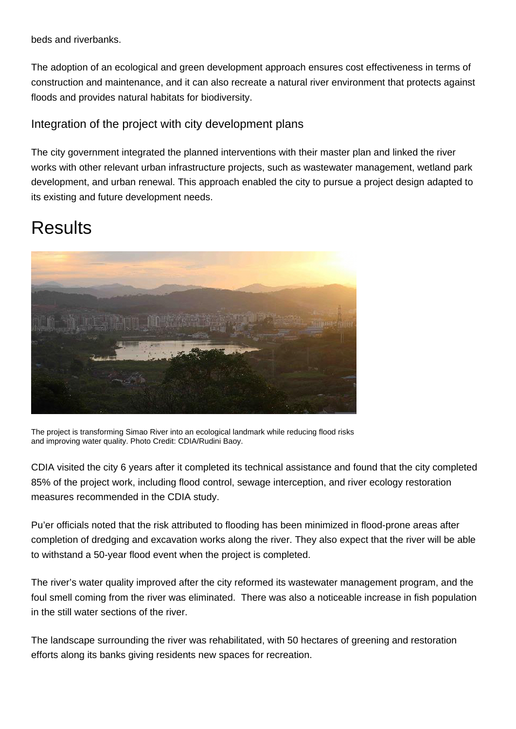beds and riverbanks.

The adoption of an ecological and green development approach ensures cost effectiveness in terms of construction and maintenance, and it can also recreate a natural river environment that protects against floods and provides natural habitats for biodiversity.

### Integration of the project with city development plans

The city government integrated the planned interventions with their master plan and linked the river works with other relevant urban infrastructure projects, such as wastewater management, wetland park development, and urban renewal. This approach enabled the city to pursue a project design adapted to its existing and future development needs.

## Results

The project is transforming Simao River into an ecological landmark while reducing flood risks and improving water quality. Photo Credit: CDIA/Rudini Baoy.

CDIA visited the city 6 years after it completed its technical assistance and found that the city completed 85% of the project work, including flood control, sewage interception, and river ecology restoration measures recommended in the CDIA study.

Pu'er officials noted that the risk attributed to flooding has been minimized in flood-prone areas after completion of dredging and excavation works along the river. They also expect that the river will be able to withstand a 50-year flood event when the project is completed.

The river's water quality improved after the city reformed its wastewater management program, and the foul smell coming from the river was eliminated. There was also a noticeable increase in fish population in the still water sections of the river.

The landscape surrounding the river was rehabilitated, with 50 hectares of greening and restoration efforts along its banks giving residents new spaces for recreation.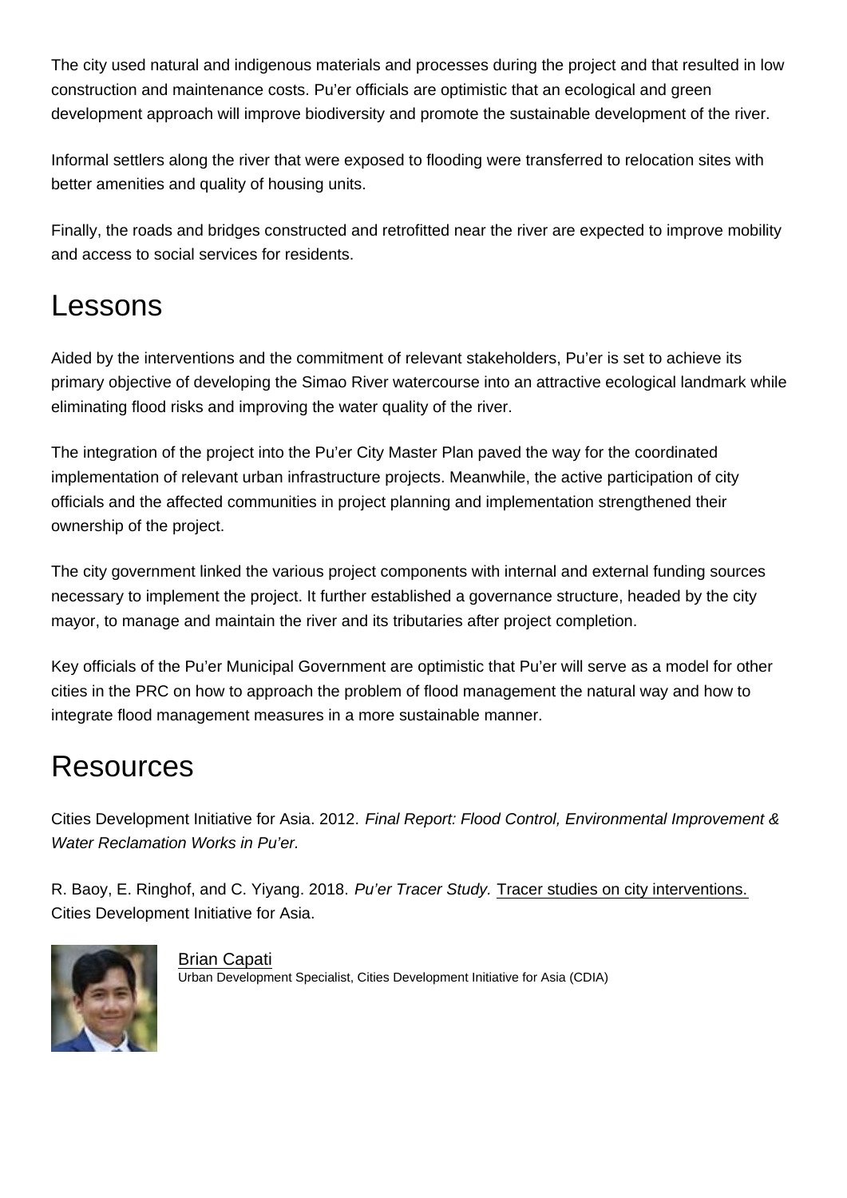The city used natural and indigenous materials and processes during the project and that resulted in low construction and maintenance costs. Pu'er officials are optimistic that an ecological and green development approach will improve biodiversity and promote the sustainable development of the river.

Informal settlers along the river that were exposed to flooding were transferred to relocation sites with better amenities and quality of housing units.

Finally, the roads and bridges constructed and retrofitted near the river are expected to improve mobility and access to social services for residents.

## Lessons

Aided by the interventions and the commitment of relevant stakeholders, Pu'er is set to achieve its primary objective of developing the Simao River watercourse into an attractive ecological landmark while eliminating flood risks and improving the water quality of the river.

The integration of the project into the Pu'er City Master Plan paved the way for the coordinated implementation of relevant urban infrastructure projects. Meanwhile, the active participation of city officials and the affected communities in project planning and implementation strengthened their ownership of the project.

The city government linked the various project components with internal and external funding sources necessary to implement the project. It further established a governance structure, headed by the city mayor, to manage and maintain the river and its tributaries after project completion.

Key officials of the Pu'er Municipal Government are optimistic that Pu'er will serve as a model for other cities in the PRC on how to approach the problem of flood management the natural way and how to integrate flood management measures in a more sustainable manner.

## Resources

Cities Development Initiative for Asia. 2012. *Final Report: Flood Control, Environmental Improvement & Water Reclamation Works in Pu'er.*

R. Baoy, E. Ringhof, and C. Yiyang. 2018. *Pu'er Tracer Study.* Tracer studies on city interventions. Cities Development Initiative for Asia.

Brian Capati
Urban Development Specialist, Cities Development Initiative for Asia (CDIA)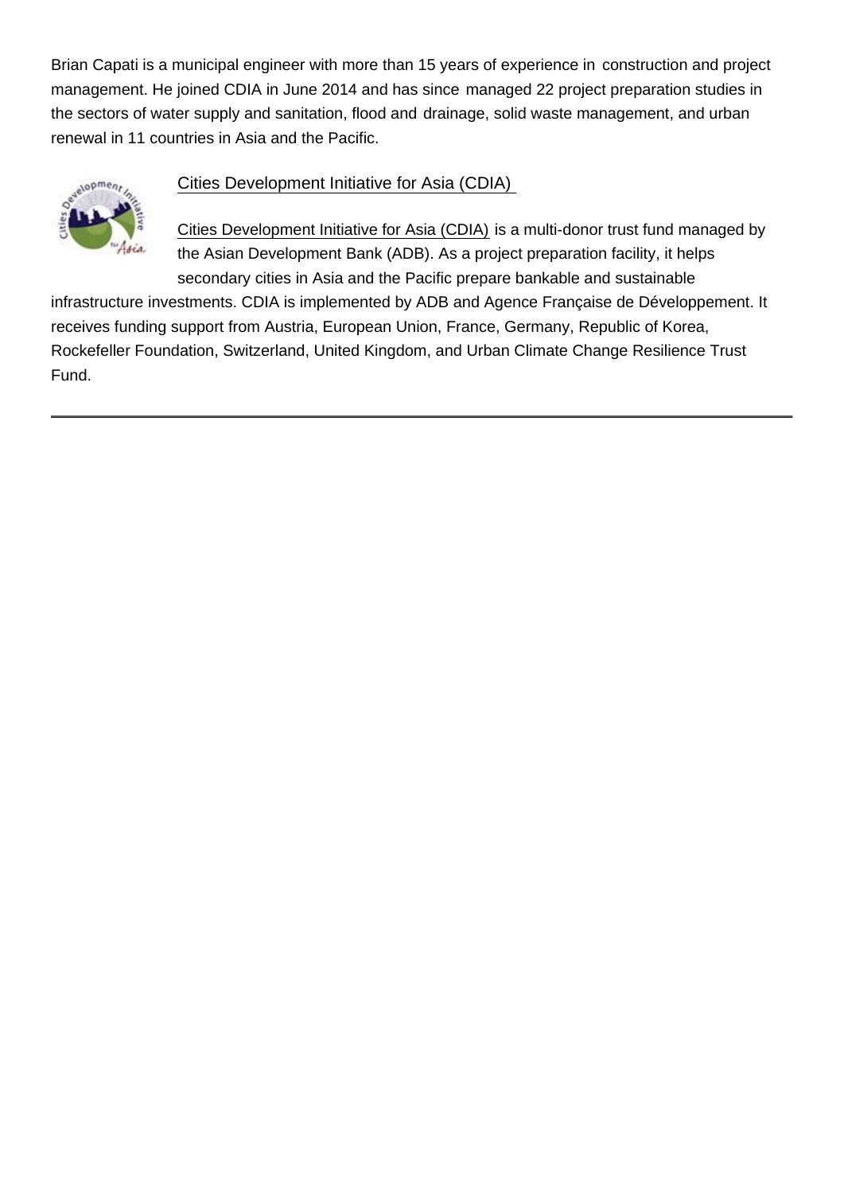Brian Capati is a municipal engineer with more than 15 years of experience in construction and project management. He joined CDIA in June 2014 and has since managed 22 project preparation studies in the sectors of water supply and sanitation, flood and drainage, solid waste management, and urban renewal in 11 countries in Asia and the Pacific.

Cities Development Initiative for Asia (CDIA)

Cities Development Initiative for Asia (CDIA) is a multi-donor trust fund managed by the Asian Development Bank (ADB). As a project preparation facility, it helps secondary cities in Asia and the Pacific prepare bankable and sustainable infrastructure investments. CDIA is implemented by ADB and Agence Française de Développement. It receives funding support from Austria, European Union, France, Germany, Republic of Korea, Rockefeller Foundation, Switzerland, United Kingdom, and Urban Climate Change Resilience Trust Fund.